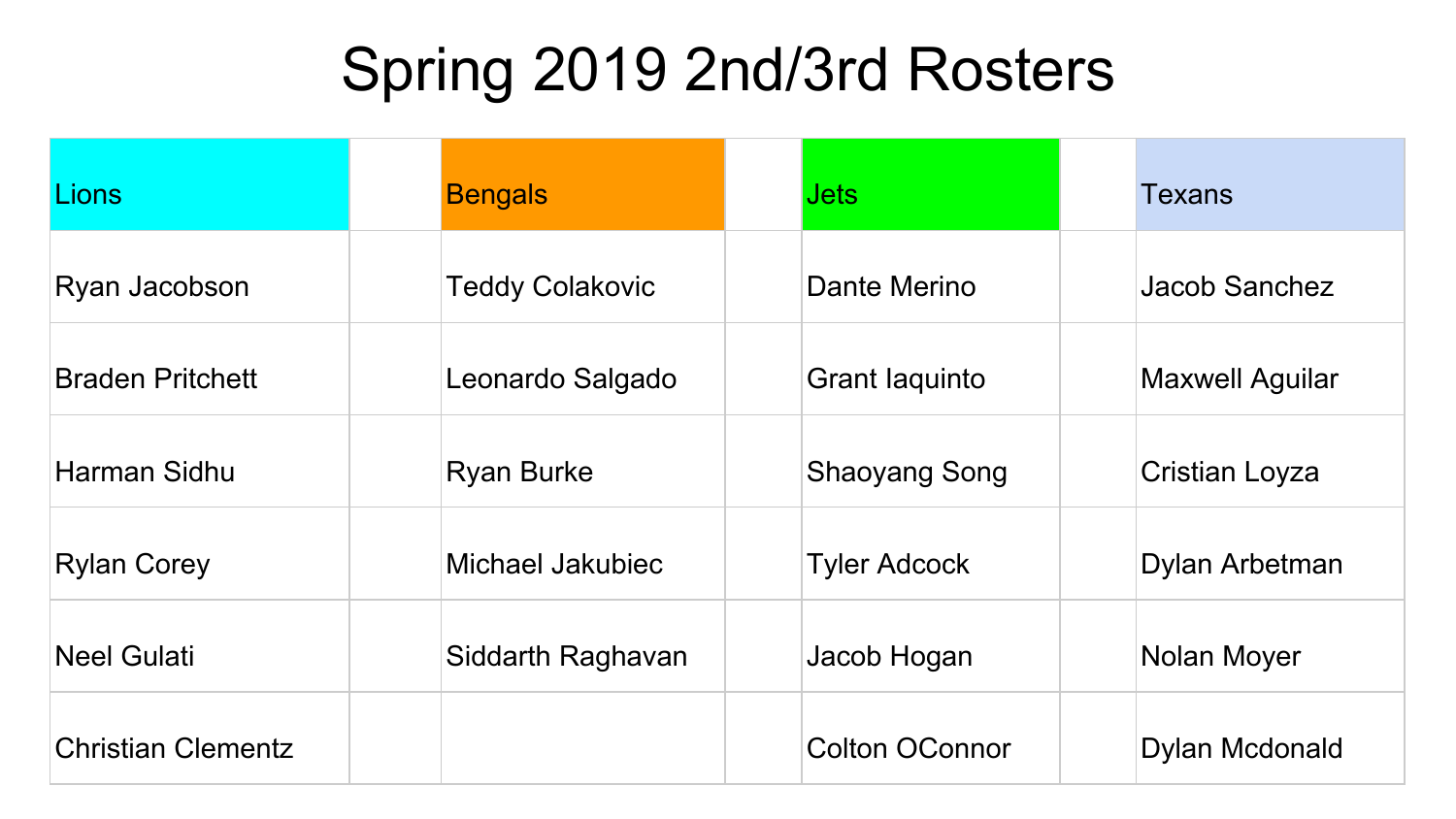# Spring 2019 2nd/3rd Rosters

| Lions | Bengals | Jets | Texans |
|---|---|---|---|
| Ryan Jacobson | Teddy Colakovic | Dante Merino | Jacob Sanchez |
| Braden Pritchett | Leonardo Salgado | Grant Iaquinto | Maxwell Aguilar |
| Harman Sidhu | Ryan Burke | Shaoyang Song | Cristian Loyza |
| Rylan Corey | Michael Jakubiec | Tyler Adcock | Dylan Arbetman |
| Neel Gulati | Siddarth Raghavan | Jacob Hogan | Nolan Moyer |
| Christian Clementz | | Colton OConnor | Dylan Mcdonald |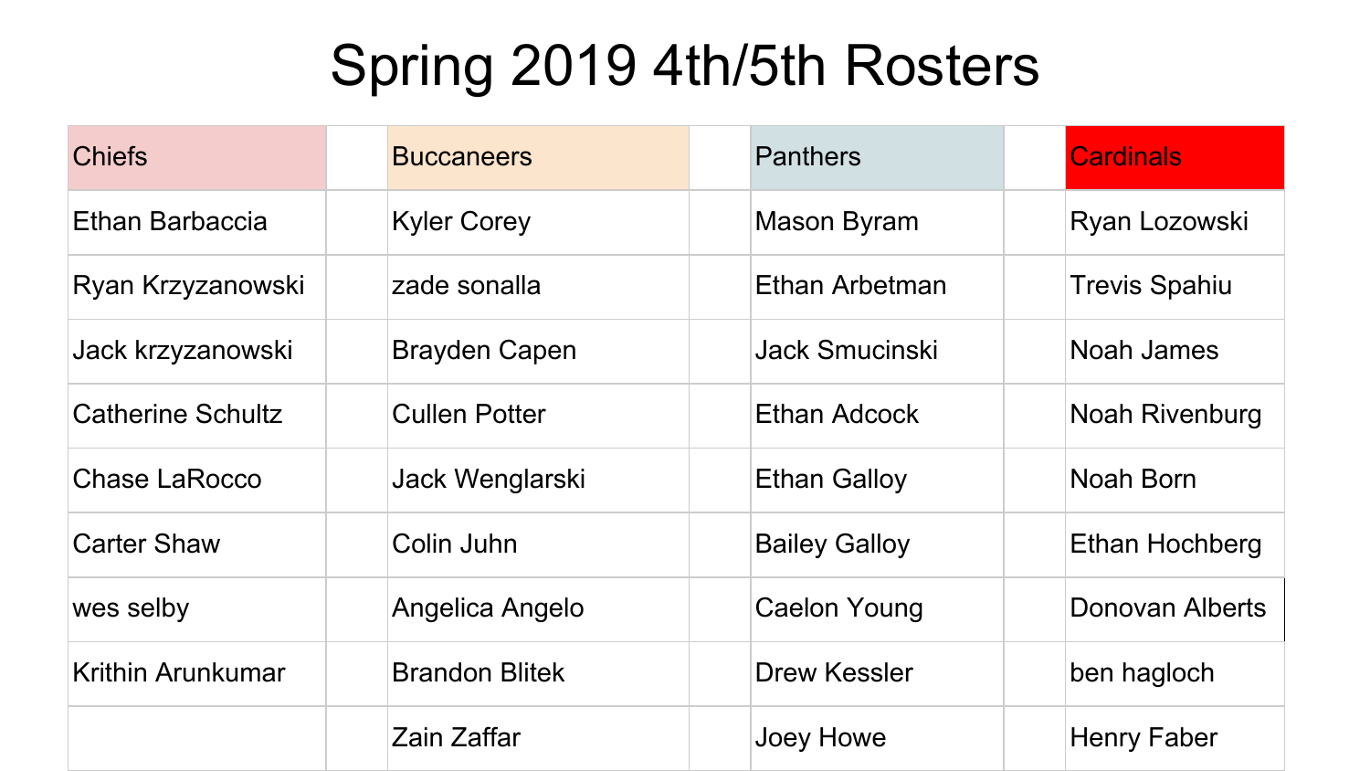# Spring 2019 4th/5th Rosters

| Chiefs | | Buccaneers | | Panthers | | Cardinals |
|---|---|---|---|---|---|---|
| Ethan Barbaccia | | Kyler Corey | | Mason Byram | | Ryan Lozowski |
| Ryan Krzyzanowski | | zade sonalla | | Ethan Arbetman | | Trevis Spahiu |
| Jack krzyzanowski | | Brayden Capen | | Jack Smucinski | | Noah James |
| Catherine Schultz | | Cullen Potter | | Ethan Adcock | | Noah Rivenburg |
| Chase LaRocco | | Jack Wenglarski | | Ethan Galloy | | Noah Born |
| Carter Shaw | | Colin Juhn | | Bailey Galloy | | Ethan Hochberg |
| wes selby | | Angelica Angelo | | Caelon Young | | Donovan Alberts |
| Krithin Arunkumar | | Brandon Blitek | | Drew Kessler | | ben hagloch |
| | | Zain Zaffar | | Joey Howe | | Henry Faber |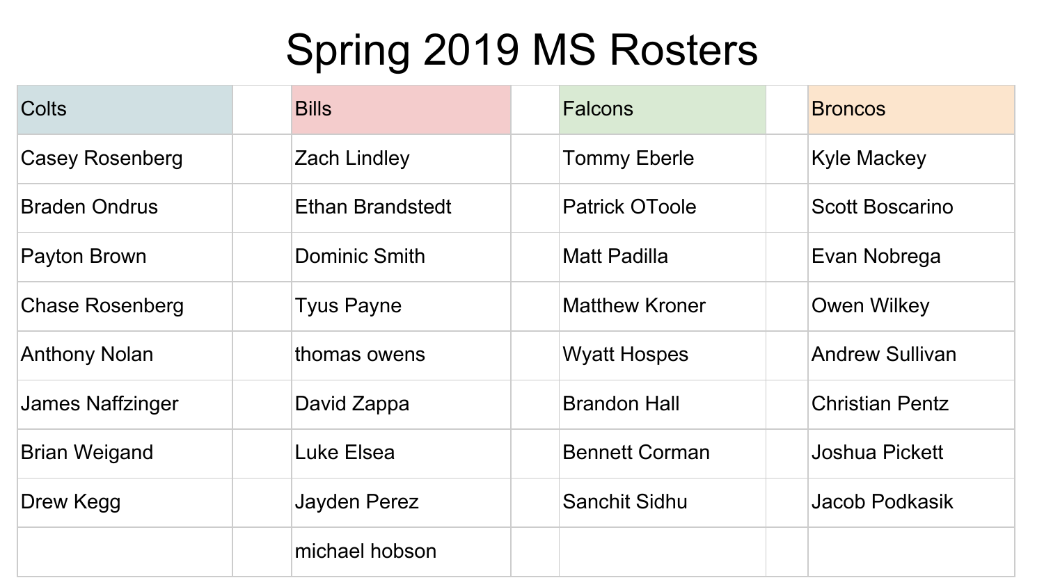# Spring 2019 MS Rosters

| Colts | | Bills | | Falcons | | Broncos |
|---|---|---|---|---|---|---|
| Casey Rosenberg | | Zach Lindley | | Tommy Eberle | | Kyle Mackey |
| Braden Ondrus | | Ethan Brandstedt | | Patrick OToole | | Scott Boscarino |
| Payton Brown | | Dominic Smith | | Matt Padilla | | Evan Nobrega |
| Chase Rosenberg | | Tyus Payne | | Matthew Kroner | | Owen Wilkey |
| Anthony Nolan | | thomas owens | | Wyatt Hospes | | Andrew Sullivan |
| James Naffzinger | | David Zappa | | Brandon Hall | | Christian Pentz |
| Brian Weigand | | Luke Elsea | | Bennett Corman | | Joshua Pickett |
| Drew Kegg | | Jayden Perez | | Sanchit Sidhu | | Jacob Podkasik |
| | | michael hobson | | | | |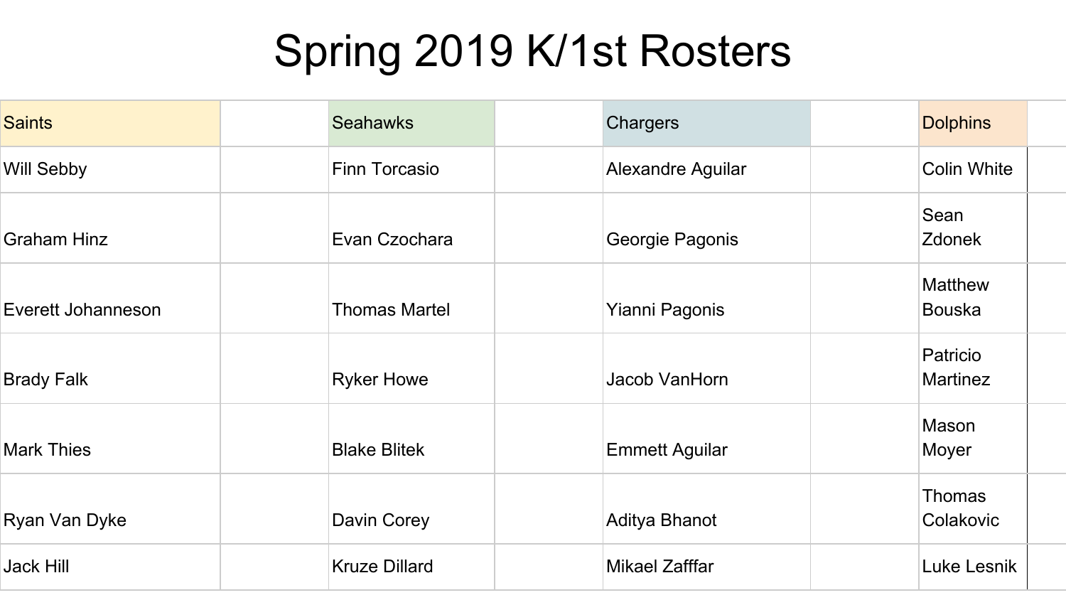# Spring 2019 K/1st Rosters

| Saints | | Seahawks | | Chargers | | Dolphins |
|---|---|---|---|---|---|---|
| Will Sebby | | Finn Torcasio | | Alexandre Aguilar | | Colin White |
| Graham Hinz | | Evan Czochara | | Georgie Pagonis | | Sean Zdonek |
| Everett Johanneson | | Thomas Martel | | Yianni Pagonis | | Matthew Bouska |
| Brady Falk | | Ryker Howe | | Jacob VanHorn | | Patricio Martinez |
| Mark Thies | | Blake Blitek | | Emmett Aguilar | | Mason Moyer |
| Ryan Van Dyke | | Davin Corey | | Aditya Bhanot | | Thomas Colakovic |
| Jack Hill | | Kruze Dillard | | Mikael Zafffar | | Luke Lesnik |